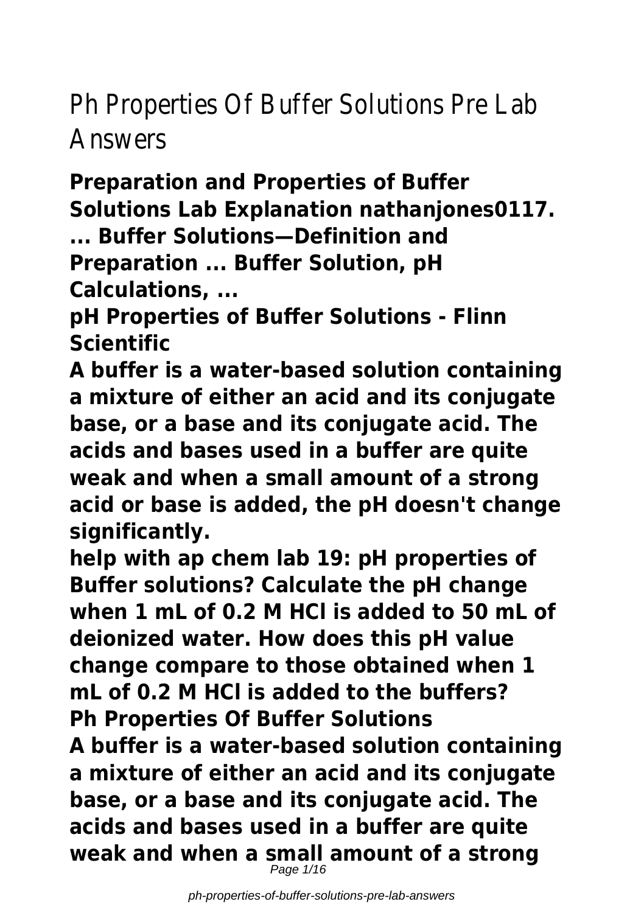# Ph Properties Of Buffer Solutions Pre Lab Answers

**Preparation and Properties of Buffer Solutions Lab Explanation nathanjones0117. ... Buffer Solutions—Definition and Preparation ... Buffer Solution, pH Calculations, ...**

**pH Properties of Buffer Solutions - Flinn Scientific**

**A buffer is a water-based solution containing a mixture of either an acid and its conjugate base, or a base and its conjugate acid. The acids and bases used in a buffer are quite weak and when a small amount of a strong acid or base is added, the pH doesn't change significantly.**

**help with ap chem lab 19: pH properties of Buffer solutions? Calculate the pH change when 1 mL of 0.2 M HCl is added to 50 mL of deionized water. How does this pH value change compare to those obtained when 1 mL of 0.2 M HCl is added to the buffers?**

**Ph Properties Of Buffer Solutions**

**A buffer is a water-based solution containing a mixture of either an acid and its conjugate base, or a base and its conjugate acid. The acids and bases used in a buffer are quite weak and when a small amount of a strong**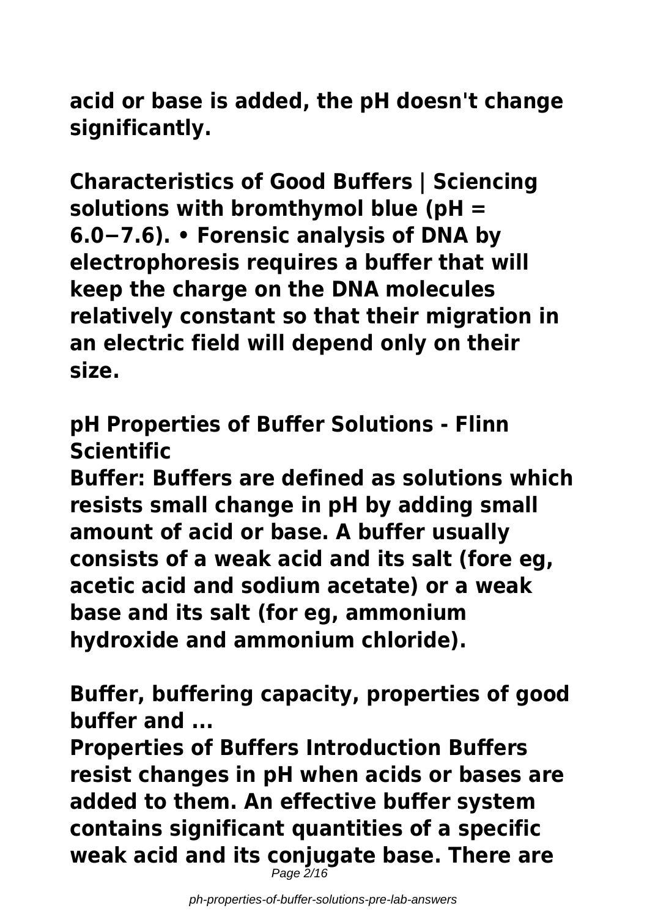**acid or base is added, the pH doesn't change significantly.**

**Characteristics of Good Buffers | Sciencing**
**solutions with bromthymol blue (pH = 6.0−7.6). • Forensic analysis of DNA by electrophoresis requires a buffer that will keep the charge on the DNA molecules relatively constant so that their migration in an electric field will depend only on their size.**

**pH Properties of Buffer Solutions - Flinn Scientific**
**Buffer: Buffers are defined as solutions which resists small change in pH by adding small amount of acid or base. A buffer usually consists of a weak acid and its salt (fore eg, acetic acid and sodium acetate) or a weak base and its salt (for eg, ammonium hydroxide and ammonium chloride).**

**Buffer, buffering capacity, properties of good buffer and ...**
**Properties of Buffers Introduction Buffers resist changes in pH when acids or bases are added to them. An effective buffer system contains significant quantities of a specific weak acid and its conjugate base. There are**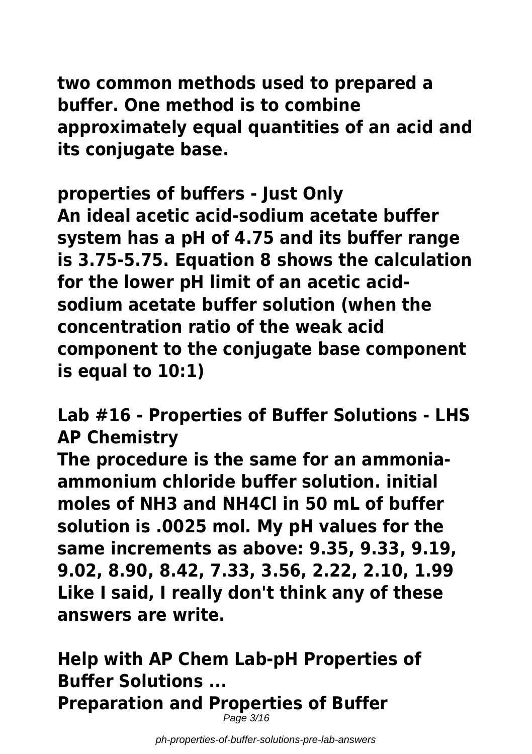**two common methods used to prepared a buffer. One method is to combine approximately equal quantities of an acid and its conjugate base.**

## properties of buffers - Just Only

**An ideal acetic acid-sodium acetate buffer system has a pH of 4.75 and its buffer range is 3.75-5.75. Equation 8 shows the calculation for the lower pH limit of an acetic acid-sodium acetate buffer solution (when the concentration ratio of the weak acid component to the conjugate base component is equal to 10:1)**

## Lab #16 - Properties of Buffer Solutions - LHS AP Chemistry

**The procedure is the same for an ammonia-ammonium chloride buffer solution. initial moles of $NH_3$ and $NH_4Cl$ in 50 mL of buffer solution is .0025 mol. My pH values for the same increments as above: 9.35, 9.33, 9.19, 9.02, 8.90, 8.42, 7.33, 3.56, 2.22, 2.10, 1.99 Like I said, I really don't think any of these answers are write.**

## Help with AP Chem Lab-pH Properties of Buffer Solutions ...

## Preparation and Properties of Buffer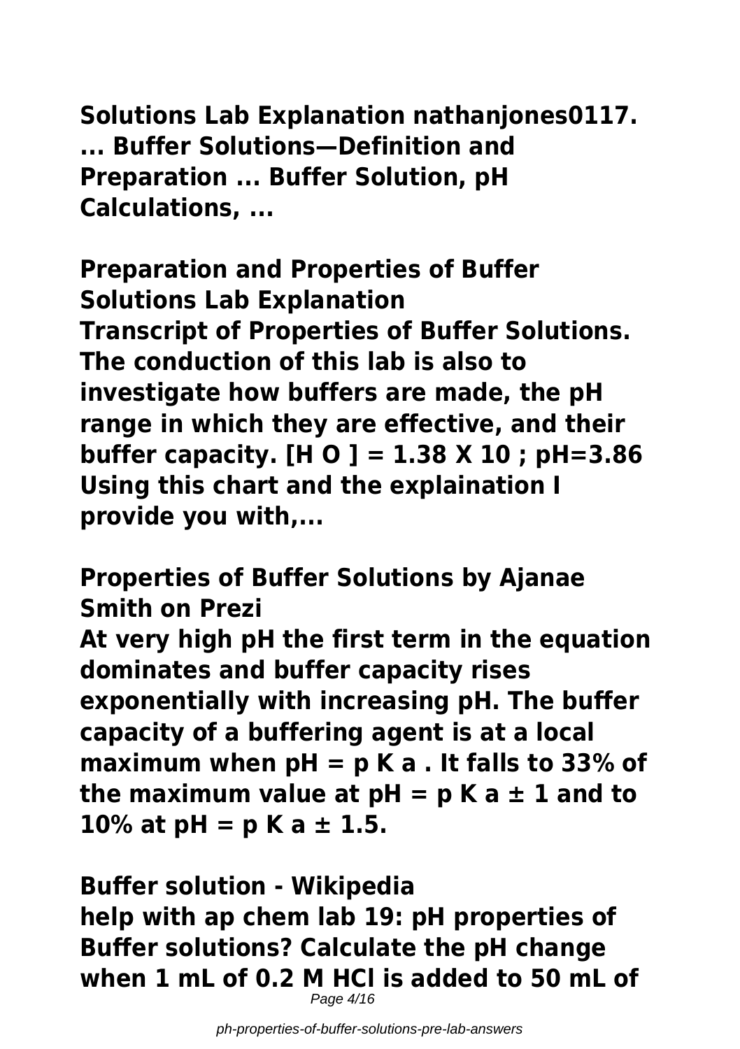**Solutions Lab Explanation nathanjones0117. ... Buffer Solutions—Definition and Preparation ... Buffer Solution, pH Calculations, ...**

**Preparation and Properties of Buffer Solutions Lab Explanation**

**Transcript of Properties of Buffer Solutions. The conduction of this lab is also to investigate how buffers are made, the pH range in which they are effective, and their buffer capacity. [H O ] = 1.38 X 10 ; pH=3.86 Using this chart and the explaination I provide you with,...**

**Properties of Buffer Solutions by Ajanae Smith on Prezi**

**At very high pH the first term in the equation dominates and buffer capacity rises exponentially with increasing pH. The buffer capacity of a buffering agent is at a local maximum when pH = p K a . It falls to 33% of the maximum value at pH = p K a ± 1 and to 10% at pH = p K a ± 1.5.**

**Buffer solution - Wikipedia**

**help with ap chem lab 19: pH properties of Buffer solutions? Calculate the pH change when 1 mL of 0.2 M HCl is added to 50 mL of**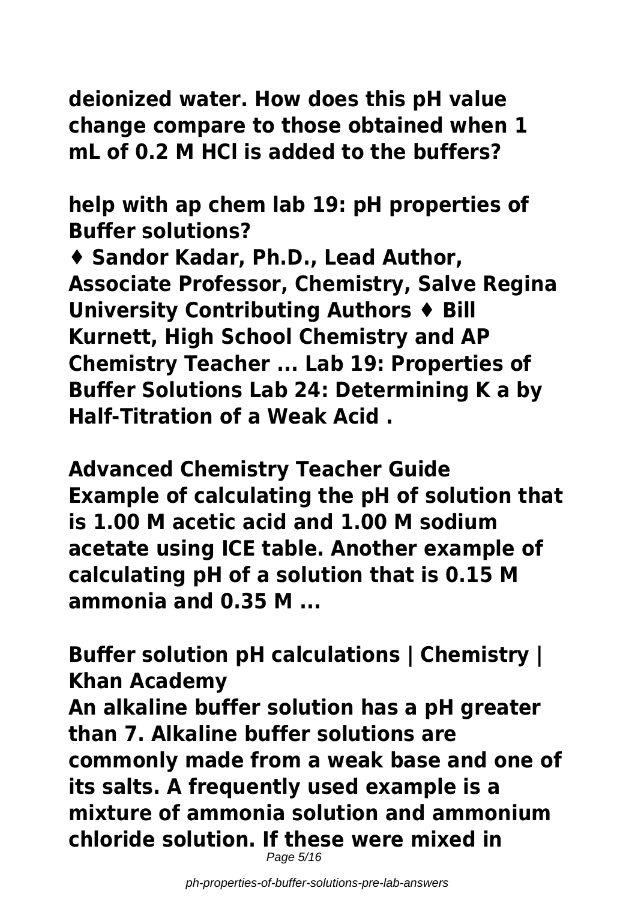**deionized water. How does this pH value change compare to those obtained when 1 mL of 0.2 M HCl is added to the buffers?**

**help with ap chem lab 19: pH properties of Buffer solutions?**

**♦ Sandor Kadar, Ph.D., Lead Author, Associate Professor, Chemistry, Salve Regina University Contributing Authors ♦ Bill Kurnett, High School Chemistry and AP Chemistry Teacher ... Lab 19: Properties of Buffer Solutions Lab 24: Determining K a by Half-Titration of a Weak Acid .**

**Advanced Chemistry Teacher Guide**

**Example of calculating the pH of solution that is 1.00 M acetic acid and 1.00 M sodium acetate using ICE table. Another example of calculating pH of a solution that is 0.15 M ammonia and 0.35 M ...**

**Buffer solution pH calculations | Chemistry | Khan Academy**

**An alkaline buffer solution has a pH greater than 7. Alkaline buffer solutions are commonly made from a weak base and one of its salts. A frequently used example is a mixture of ammonia solution and ammonium chloride solution. If these were mixed in**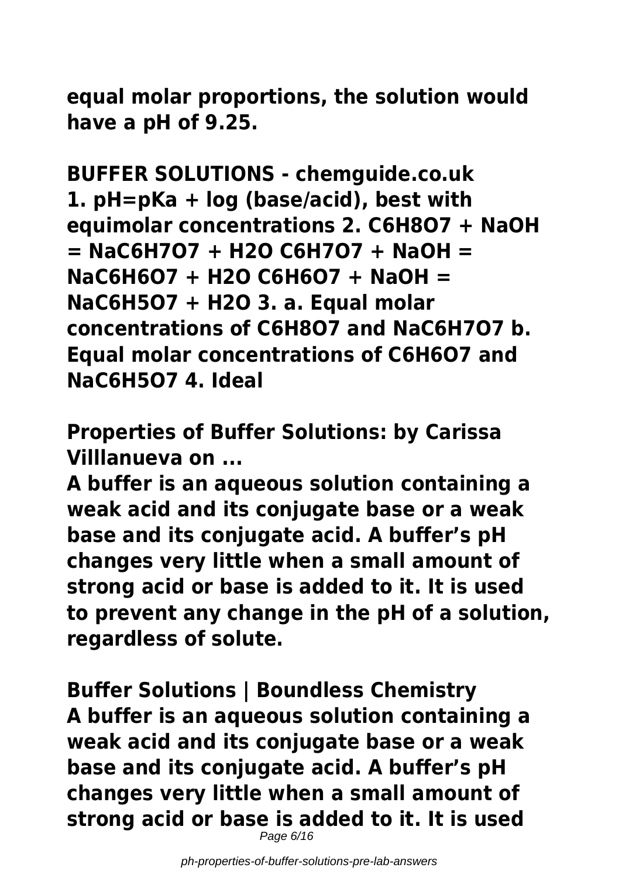equal molar proportions, the solution would have a pH of 9.25.

**BUFFER SOLUTIONS - chemguide.co.uk**

1. pH=pKa + log (base/acid), best with equimolar concentrations 2. $C_6H_8O_7 + NaOH = NaC_6H_7O_7 + H_2O$ $C_6H_7O_7 + NaOH = NaC_6H_6O_7 + H_2O$ $C_6H_6O_7 + NaOH = NaC_6H_5O_7 + H_2O$ 3. a. Equal molar concentrations of $C_6H_8O_7$ and $NaC_6H_7O_7$ b. Equal molar concentrations of $C_6H_6O_7$ and $NaC_6H_5O_7$ 4. Ideal

**Properties of Buffer Solutions: by Carissa Villlanueva on ...**

A buffer is an aqueous solution containing a weak acid and its conjugate base or a weak base and its conjugate acid. A buffer's pH changes very little when a small amount of strong acid or base is added to it. It is used to prevent any change in the pH of a solution, regardless of solute.

**Buffer Solutions | Boundless Chemistry**

A buffer is an aqueous solution containing a weak acid and its conjugate base or a weak base and its conjugate acid. A buffer's pH changes very little when a small amount of strong acid or base is added to it. It is used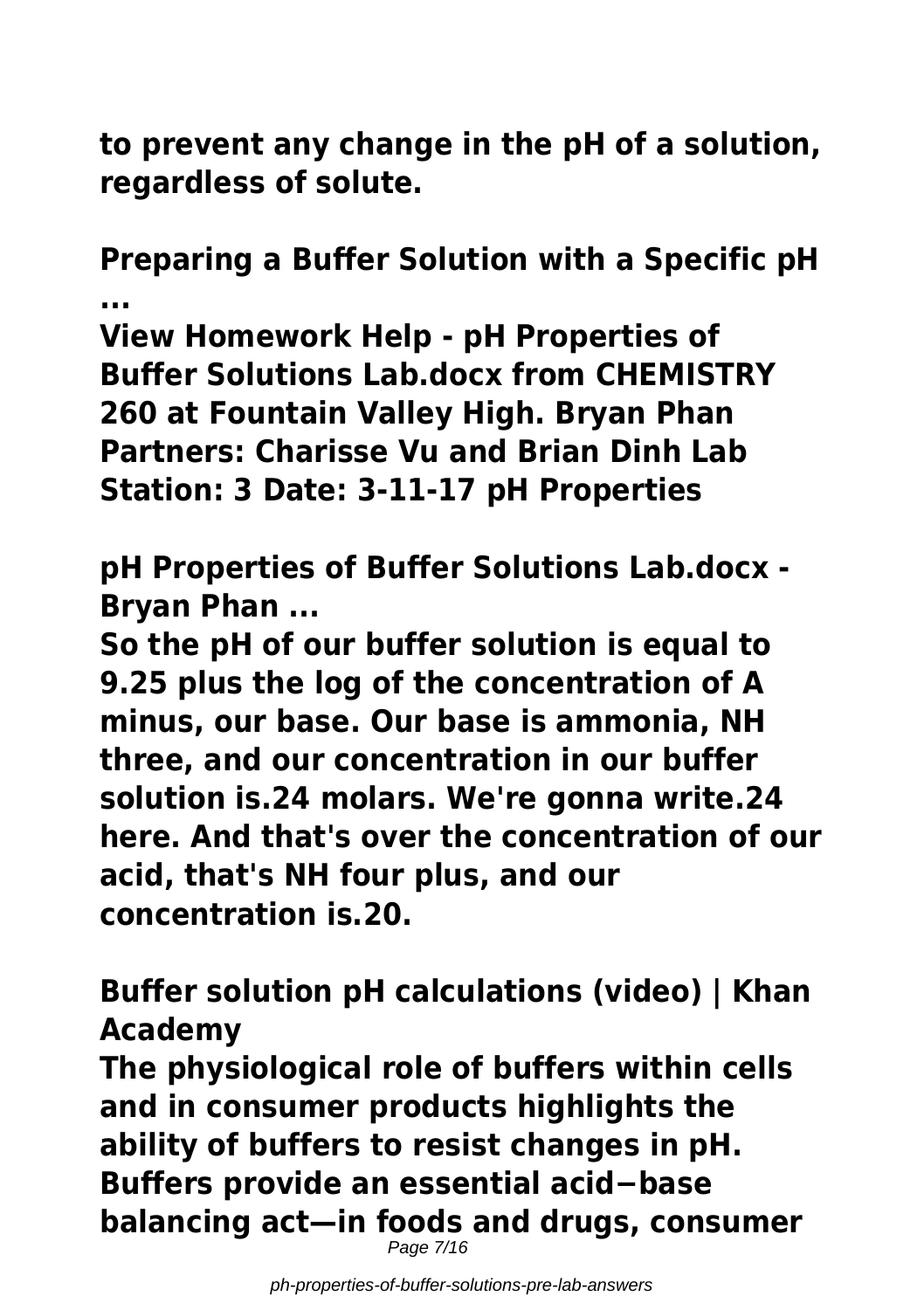**to prevent any change in the pH of a solution, regardless of solute.**

## Preparing a Buffer Solution with a Specific pH ...

**View Homework Help - pH Properties of Buffer Solutions Lab.docx from CHEMISTRY 260 at Fountain Valley High. Bryan Phan Partners: Charisse Vu and Brian Dinh Lab Station: 3 Date: 3-11-17 pH Properties**

## pH Properties of Buffer Solutions Lab.docx - Bryan Phan ...

**So the pH of our buffer solution is equal to 9.25 plus the log of the concentration of A minus, our base. Our base is ammonia, NH three, and our concentration in our buffer solution is.24 molars. We're gonna write.24 here. And that's over the concentration of our acid, that's NH four plus, and our concentration is.20.**

## Buffer solution pH calculations (video) | Khan Academy

**The physiological role of buffers within cells and in consumer products highlights the ability of buffers to resist changes in pH. Buffers provide an essential acid−base balancing act—in foods and drugs, consumer**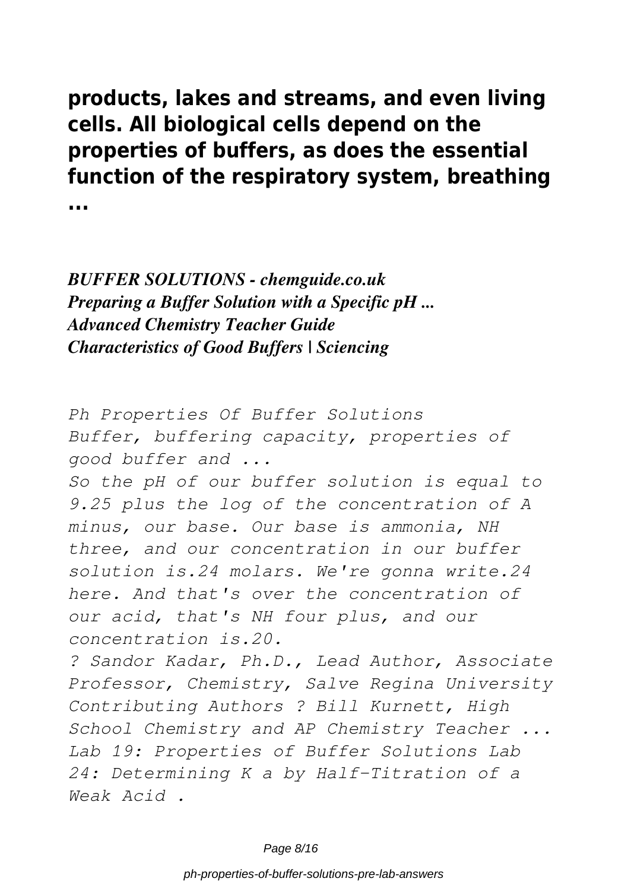**products, lakes and streams, and even living cells. All biological cells depend on the properties of buffers, as does the essential function of the respiratory system, breathing ...**

***BUFFER SOLUTIONS - chemguide.co.uk***
***Preparing a Buffer Solution with a Specific pH ...***
***Advanced Chemistry Teacher Guide***
***Characteristics of Good Buffers | Sciencing***

*Ph Properties Of Buffer Solutions*
*Buffer, buffering capacity, properties of good buffer and ...*
*So the pH of our buffer solution is equal to 9.25 plus the log of the concentration of A minus, our base. Our base is ammonia, NH three, and our concentration in our buffer solution is.24 molars. We're gonna write.24 here. And that's over the concentration of our acid, that's NH four plus, and our concentration is.20.*
*? Sandor Kadar, Ph.D., Lead Author, Associate Professor, Chemistry, Salve Regina University Contributing Authors ? Bill Kurnett, High School Chemistry and AP Chemistry Teacher ... Lab 19: Properties of Buffer Solutions Lab 24: Determining K a by Half-Titration of a Weak Acid .*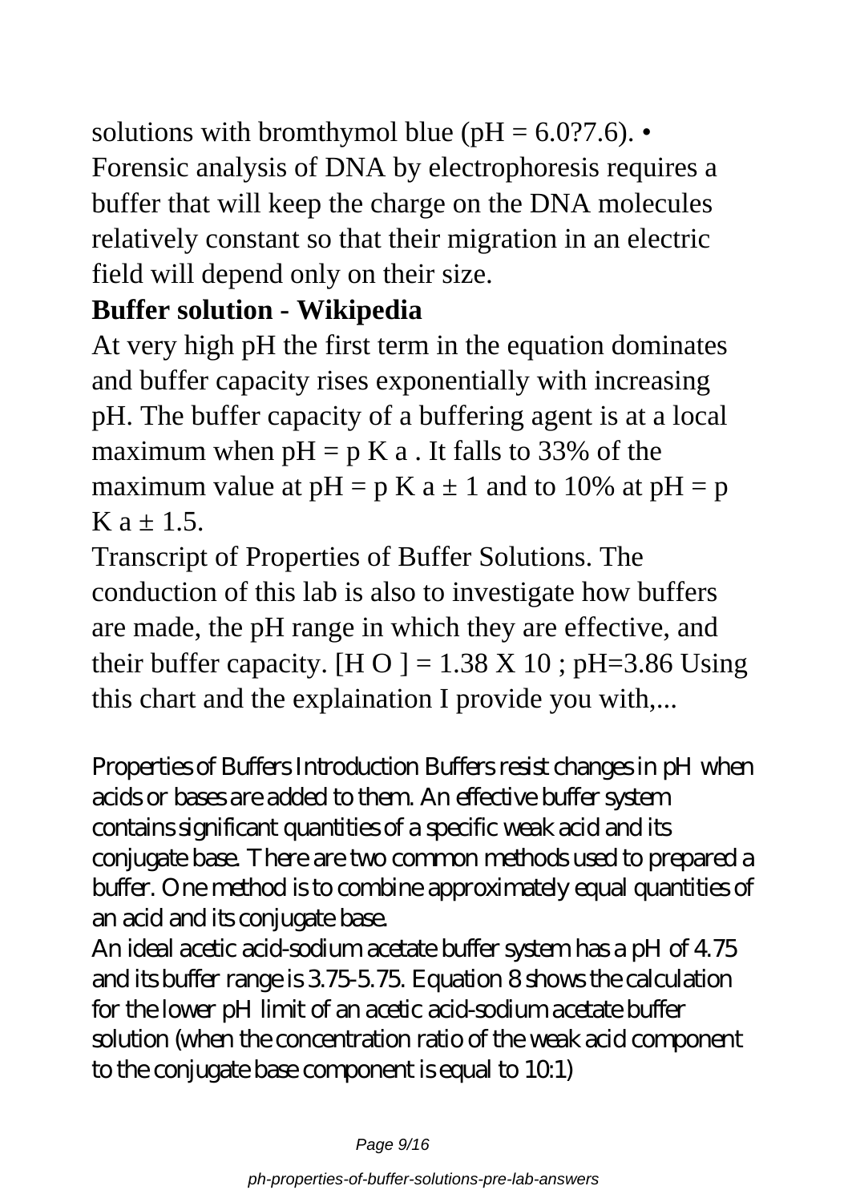solutions with bromthymol blue (pH = 6.0?7.6). • Forensic analysis of DNA by electrophoresis requires a buffer that will keep the charge on the DNA molecules relatively constant so that their migration in an electric field will depend only on their size.

**Buffer solution - Wikipedia**

At very high pH the first term in the equation dominates and buffer capacity rises exponentially with increasing pH. The buffer capacity of a buffering agent is at a local maximum when $pH = pK_a$. It falls to 33% of the maximum value at $pH = pK_a \pm 1$ and to 10% at $pH = pK_a \pm 1.5$.

Transcript of Properties of Buffer Solutions. The conduction of this lab is also to investigate how buffers are made, the pH range in which they are effective, and their buffer capacity. [H O ] = 1.38 X 10 ; pH=3.86 Using this chart and the explaination I provide you with,...

Properties of Buffers Introduction Buffers resist changes in pH when acids or bases are added to them. An effective buffer system contains significant quantities of a specific weak acid and its conjugate base. There are two common methods used to prepared a buffer. One method is to combine approximately equal quantities of an acid and its conjugate base.

An ideal acetic acid-sodium acetate buffer system has a pH of 4.75 and its buffer range is 3.75-5.75. Equation 8 shows the calculation for the lower pH limit of an acetic acid-sodium acetate buffer solution (when the concentration ratio of the weak acid component to the conjugate base component is equal to 10:1)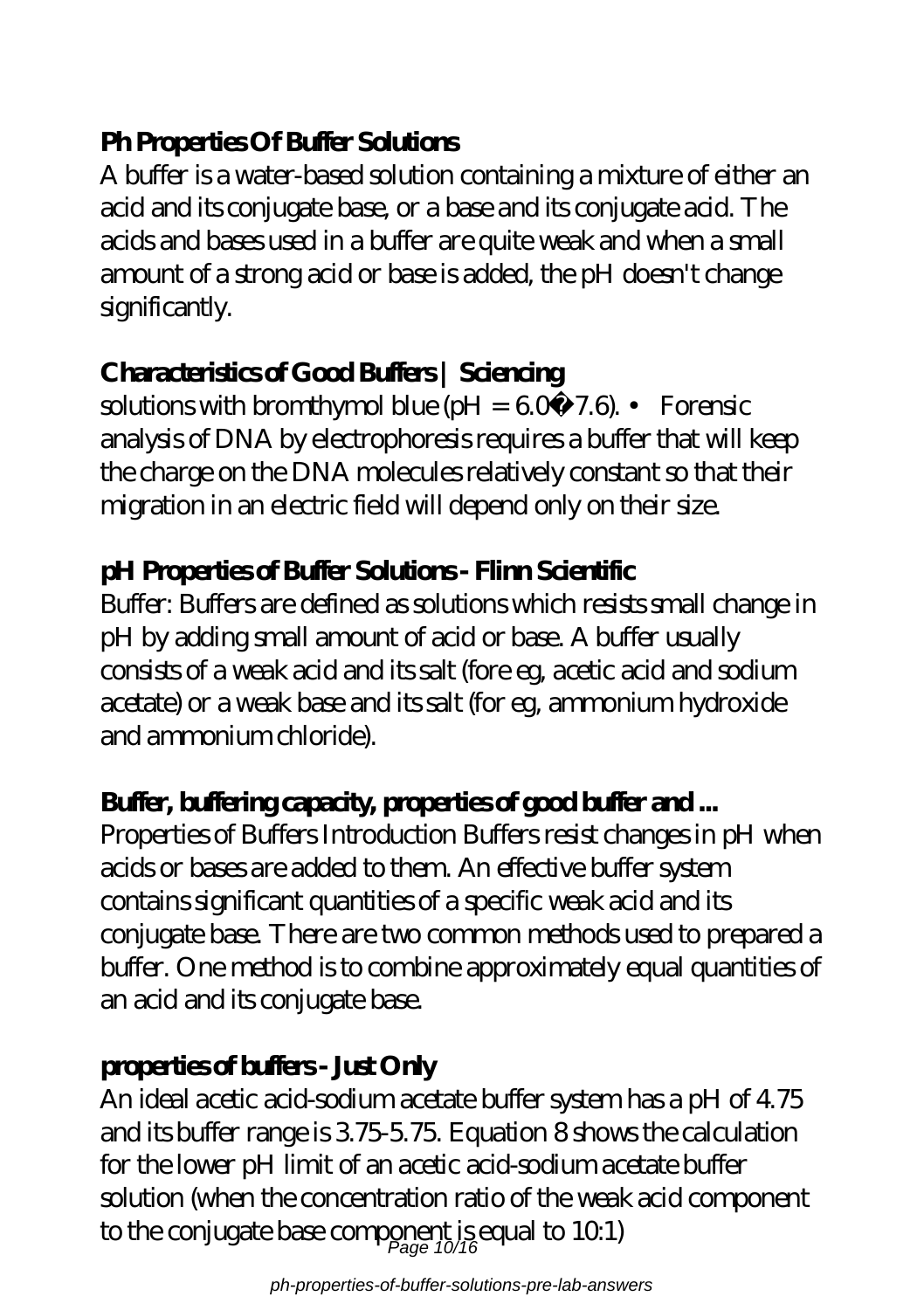### Ph Properties Of Buffer Solutions

A buffer is a water-based solution containing a mixture of either an acid and its conjugate base, or a base and its conjugate acid. The acids and bases used in a buffer are quite weak and when a small amount of a strong acid or base is added, the pH doesn't change significantly.

### Characteristics of Good Buffers | Sciencing

solutions with bromthymol blue (pH = 6.0–7.6). • Forensic analysis of DNA by electrophoresis requires a buffer that will keep the charge on the DNA molecules relatively constant so that their migration in an electric field will depend only on their size.

### pH Properties of Buffer Solutions - Flinn Scientific

Buffer: Buffers are defined as solutions which resists small change in pH by adding small amount of acid or base. A buffer usually consists of a weak acid and its salt (fore eg, acetic acid and sodium acetate) or a weak base and its salt (for eg, ammonium hydroxide and ammonium chloride).

### Buffer, buffering capacity, properties of good buffer and ...

Properties of Buffers Introduction Buffers resist changes in pH when acids or bases are added to them. An effective buffer system contains significant quantities of a specific weak acid and its conjugate base. There are two common methods used to prepared a buffer. One method is to combine approximately equal quantities of an acid and its conjugate base.

### properties of buffers - Just Only

An ideal acetic acid-sodium acetate buffer system has a pH of 4.75 and its buffer range is 3.75-5.75. Equation 8 shows the calculation for the lower pH limit of an acetic acid-sodium acetate buffer solution (when the concentration ratio of the weak acid component to the conjugate base component is equal to 10:1)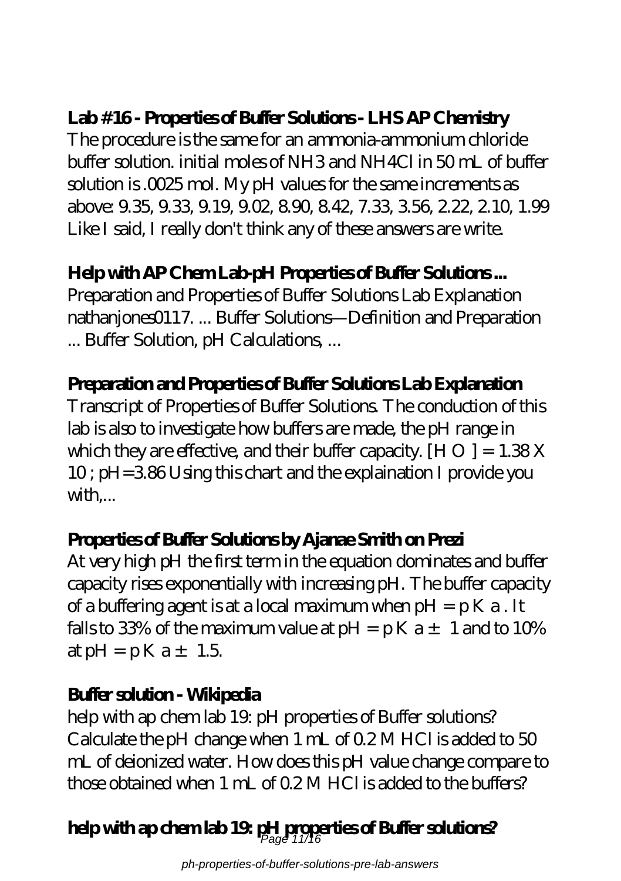### Lab #16 - Properties of Buffer Solutions - LHS AP Chemistry

The procedure is the same for an ammonia-ammonium chloride buffer solution. initial moles of $NH_3$ and $NH_4Cl$ in 50 mL of buffer solution is .0025 mol. My pH values for the same increments as above: 9.35, 9.33, 9.19, 9.02, 8.90, 8.42, 7.33, 3.56, 2.22, 2.10, 1.99 Like I said, I really don't think any of these answers are write.

### Help with AP Chem Lab-pH Properties of Buffer Solutions ...

Preparation and Properties of Buffer Solutions Lab Explanation nathanjones0117. ... Buffer Solutions—Definition and Preparation ... Buffer Solution, pH Calculations, ...

### Preparation and Properties of Buffer Solutions Lab Explanation

Transcript of Properties of Buffer Solutions. The conduction of this lab is also to investigate how buffers are made, the pH range in which they are effective, and their buffer capacity. [H O ] = 1.38 X 10 ; pH=3.86 Using this chart and the explaination I provide you with,...

### Properties of Buffer Solutions by Ajanae Smith on Prezi

At very high pH the first term in the equation dominates and buffer capacity rises exponentially with increasing pH. The buffer capacity of a buffering agent is at a local maximum when pH = p K a . It falls to 33% of the maximum value at pH = p K a ± 1 and to 10% at pH = p K a ± 1.5.

### Buffer solution - Wikipedia

help with ap chem lab 19: pH properties of Buffer solutions? Calculate the pH change when 1 mL of 0.2 M HCl is added to 50 mL of deionized water. How does this pH value change compare to those obtained when 1 mL of 0.2 M HCl is added to the buffers?

### help with ap chem lab 19: pH properties of Buffer solutions?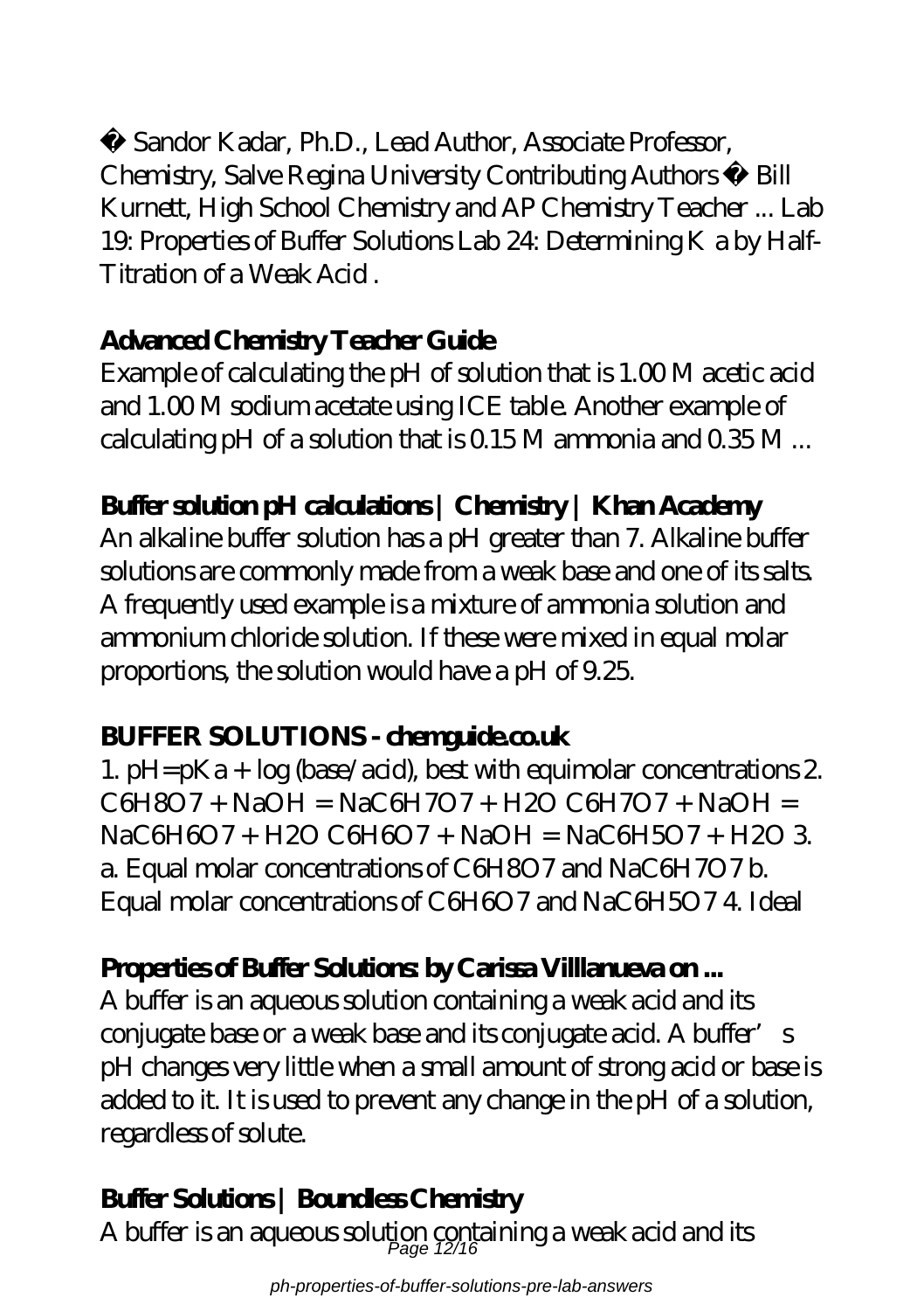• Sandor Kadar, Ph.D., Lead Author, Associate Professor, Chemistry, Salve Regina University Contributing Authors • Bill Kurnett, High School Chemistry and AP Chemistry Teacher ... Lab 19: Properties of Buffer Solutions Lab 24: Determining K a by Half-Titration of a Weak Acid .

## Advanced Chemistry Teacher Guide

Example of calculating the pH of solution that is 1.00 M acetic acid and 1.00 M sodium acetate using ICE table. Another example of calculating pH of a solution that is 0.15 M ammonia and 0.35 M ...

## Buffer solution pH calculations | Chemistry | Khan Academy

An alkaline buffer solution has a pH greater than 7. Alkaline buffer solutions are commonly made from a weak base and one of its salts. A frequently used example is a mixture of ammonia solution and ammonium chloride solution. If these were mixed in equal molar proportions, the solution would have a pH of 9.25.

## BUFFER SOLUTIONS - chemguide.co.uk

1. $pH=pKa + \log(base/acid)$, best with equimolar concentrations 2. $C_6H_8O_7 + NaOH = NaC_6H_7O_7 + H_2O$ $C_6H_7O_7 + NaOH = NaC_6H_6O_7 + H_2O$ $C_6H_6O_7 + NaOH = NaC_6H_5O_7 + H_2O$ 3. a. Equal molar concentrations of $C_6H_8O_7$ and $NaC_6H_7O_7$ b. Equal molar concentrations of $C_6H_6O_7$ and $NaC_6H_5O_7$ 4. Ideal

## Properties of Buffer Solutions: by Carissa Villlanueva on ...

A buffer is an aqueous solution containing a weak acid and its conjugate base or a weak base and its conjugate acid. A buffer's pH changes very little when a small amount of strong acid or base is added to it. It is used to prevent any change in the pH of a solution, regardless of solute.

## Buffer Solutions | Boundless Chemistry

A buffer is an aqueous solution containing a weak acid and its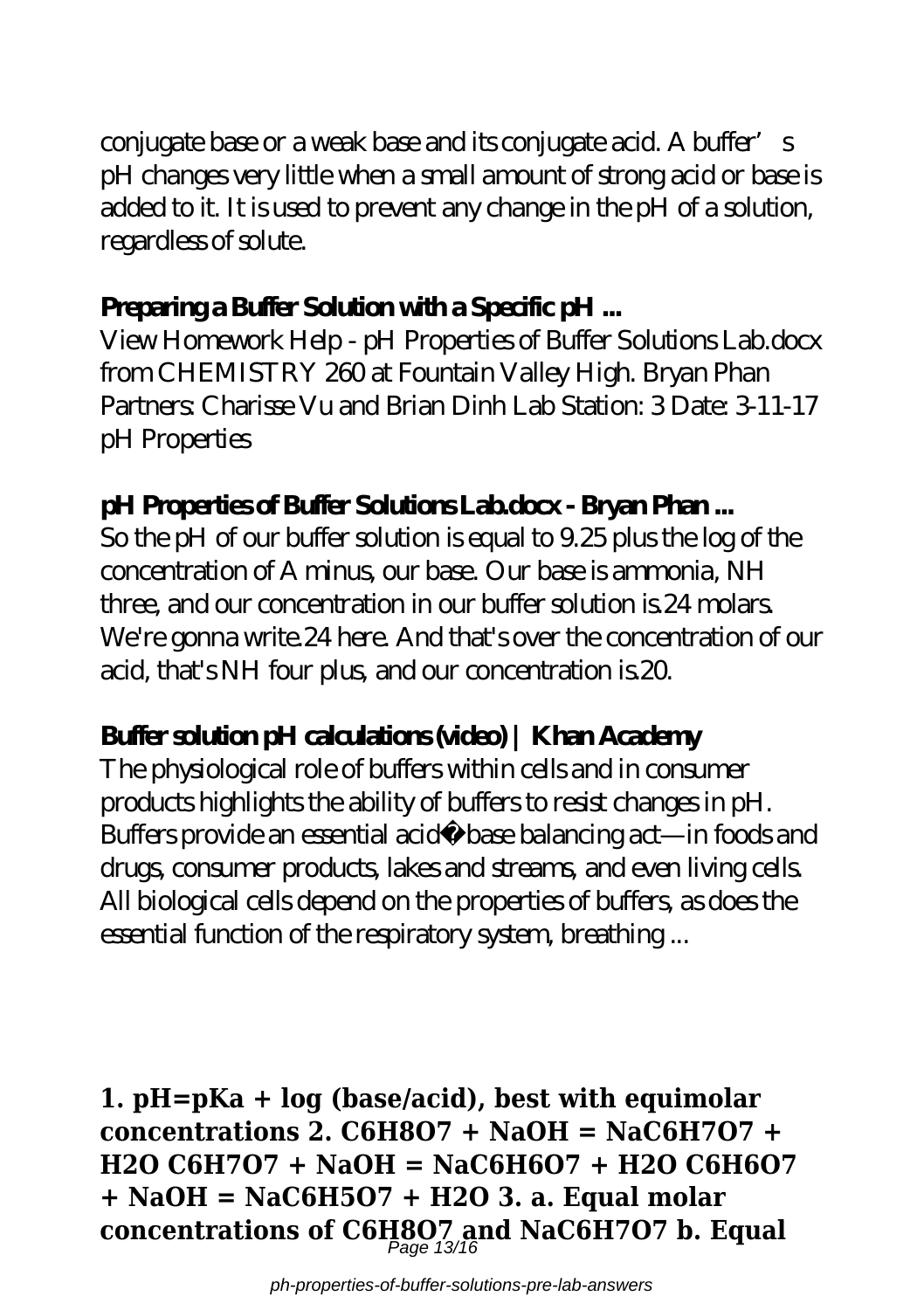conjugate base or a weak base and its conjugate acid. A buffer's pH changes very little when a small amount of strong acid or base is added to it. It is used to prevent any change in the pH of a solution, regardless of solute.

### Preparing a Buffer Solution with a Specific pH ...

View Homework Help - pH Properties of Buffer Solutions Lab.docx from CHEMISTRY 260 at Fountain Valley High. Bryan Phan Partners: Charisse Vu and Brian Dinh Lab Station: 3 Date: 3-11-17 pH Properties

### pH Properties of Buffer Solutions Lab.docx - Bryan Phan ...

So the pH of our buffer solution is equal to 9.25 plus the log of the concentration of A minus, our base. Our base is ammonia, NH three, and our concentration in our buffer solution is.24 molars. We're gonna write.24 here. And that's over the concentration of our acid, that's NH four plus, and our concentration is.20.

### Buffer solution pH calculations (video) | Khan Academy

The physiological role of buffers within cells and in consumer products highlights the ability of buffers to resist changes in pH. Buffers provide an essential acid‑base balancing act—in foods and drugs, consumer products, lakes and streams, and even living cells. All biological cells depend on the properties of buffers, as does the essential function of the respiratory system, breathing ...

**1. pH=pKa + log (base/acid), best with equimolar concentrations 2. $C_6H_8O_7$ + NaOH = $NaC_6H_7O_7$ + $H_2O$ $C_6H_7O_7$ + NaOH = $NaC_6H_6O_7$ + $H_2O$ $C_6H_6O_7$ + NaOH = $NaC_6H_5O_7$ + $H_2O$ 3. a. Equal molar concentrations of $C_6H_8O_7$ and $NaC_6H_7O_7$ b. Equal**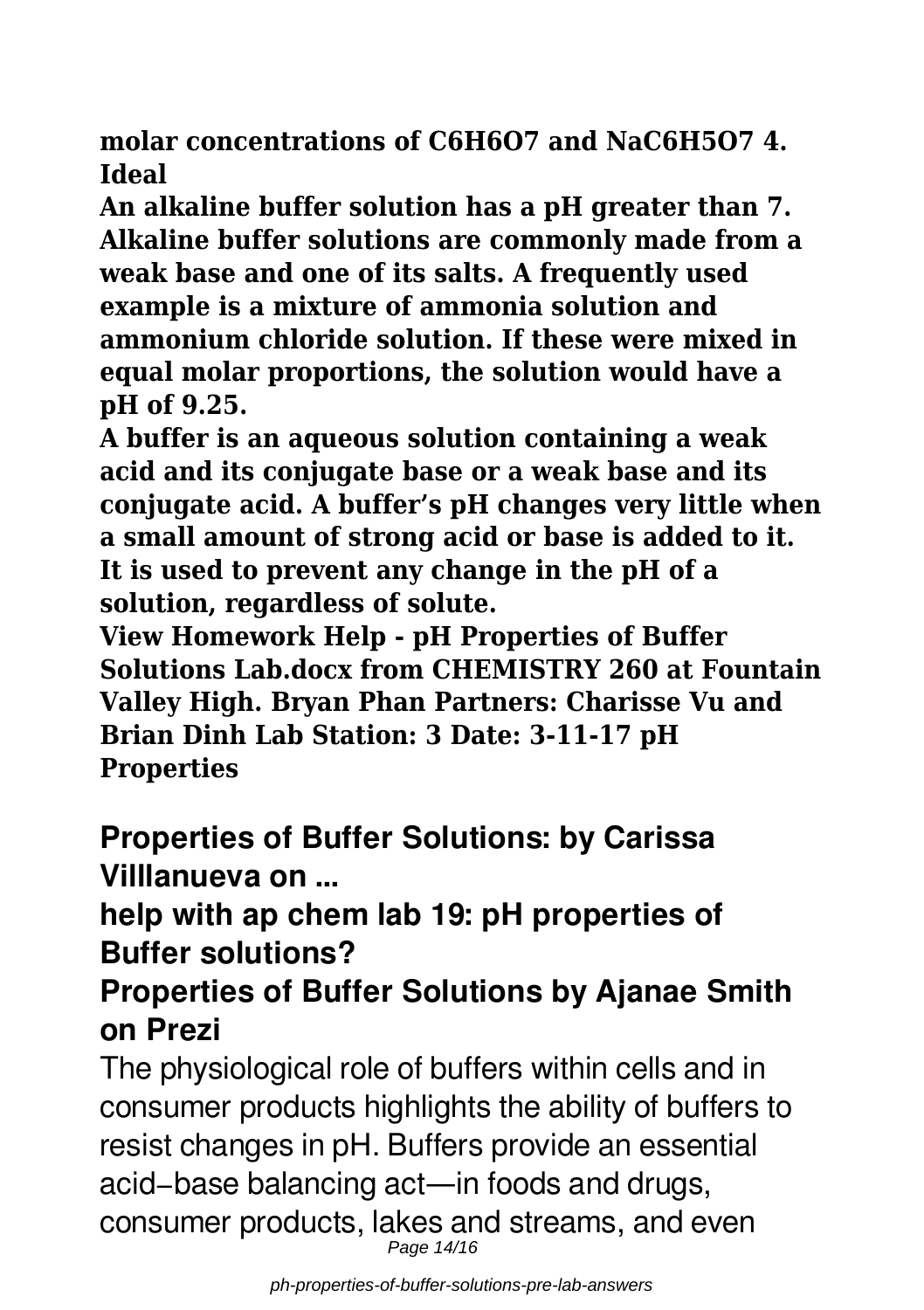**molar concentrations of $C_6H_6O_7$ and $NaC_6H_5O_7$ 4. Ideal**

**An alkaline buffer solution has a pH greater than 7. Alkaline buffer solutions are commonly made from a weak base and one of its salts. A frequently used example is a mixture of ammonia solution and ammonium chloride solution. If these were mixed in equal molar proportions, the solution would have a pH of 9.25.**

**A buffer is an aqueous solution containing a weak acid and its conjugate base or a weak base and its conjugate acid. A buffer's pH changes very little when a small amount of strong acid or base is added to it. It is used to prevent any change in the pH of a solution, regardless of solute.**

**View Homework Help - pH Properties of Buffer Solutions Lab.docx from CHEMISTRY 260 at Fountain Valley High. Bryan Phan Partners: Charisse Vu and Brian Dinh Lab Station: 3 Date: 3-11-17 pH Properties**

## Properties of Buffer Solutions: by Carissa Villlanueva on ...

## help with ap chem lab 19: pH properties of Buffer solutions?

## Properties of Buffer Solutions by Ajanae Smith on Prezi

The physiological role of buffers within cells and in consumer products highlights the ability of buffers to resist changes in pH. Buffers provide an essential acid–base balancing act—in foods and drugs, consumer products, lakes and streams, and even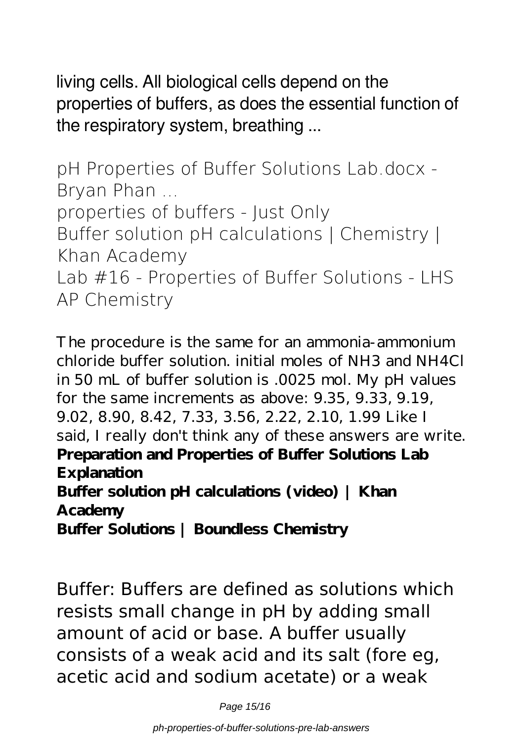living cells. All biological cells depend on the properties of buffers, as does the essential function of the respiratory system, breathing ...

## pH Properties of Buffer Solutions Lab.docx - Bryan Phan ...

## properties of buffers - Just Only

## Buffer solution pH calculations | Chemistry | Khan Academy

## Lab #16 - Properties of Buffer Solutions - LHS AP Chemistry

The procedure is the same for an ammonia-ammonium chloride buffer solution. initial moles of $NH_3$ and $NH_4Cl$ in 50 mL of buffer solution is .0025 mol. My pH values for the same increments as above: 9.35, 9.33, 9.19, 9.02, 8.90, 8.42, 7.33, 3.56, 2.22, 2.10, 1.99 Like I said, I really don't think any of these answers are write.

**Preparation and Properties of Buffer Solutions Lab Explanation**

**Buffer solution pH calculations (video) | Khan Academy**

**Buffer Solutions | Boundless Chemistry**

Buffer: Buffers are defined as solutions which resists small change in pH by adding small amount of acid or base. A buffer usually consists of a weak acid and its salt (fore eg, acetic acid and sodium acetate) or a weak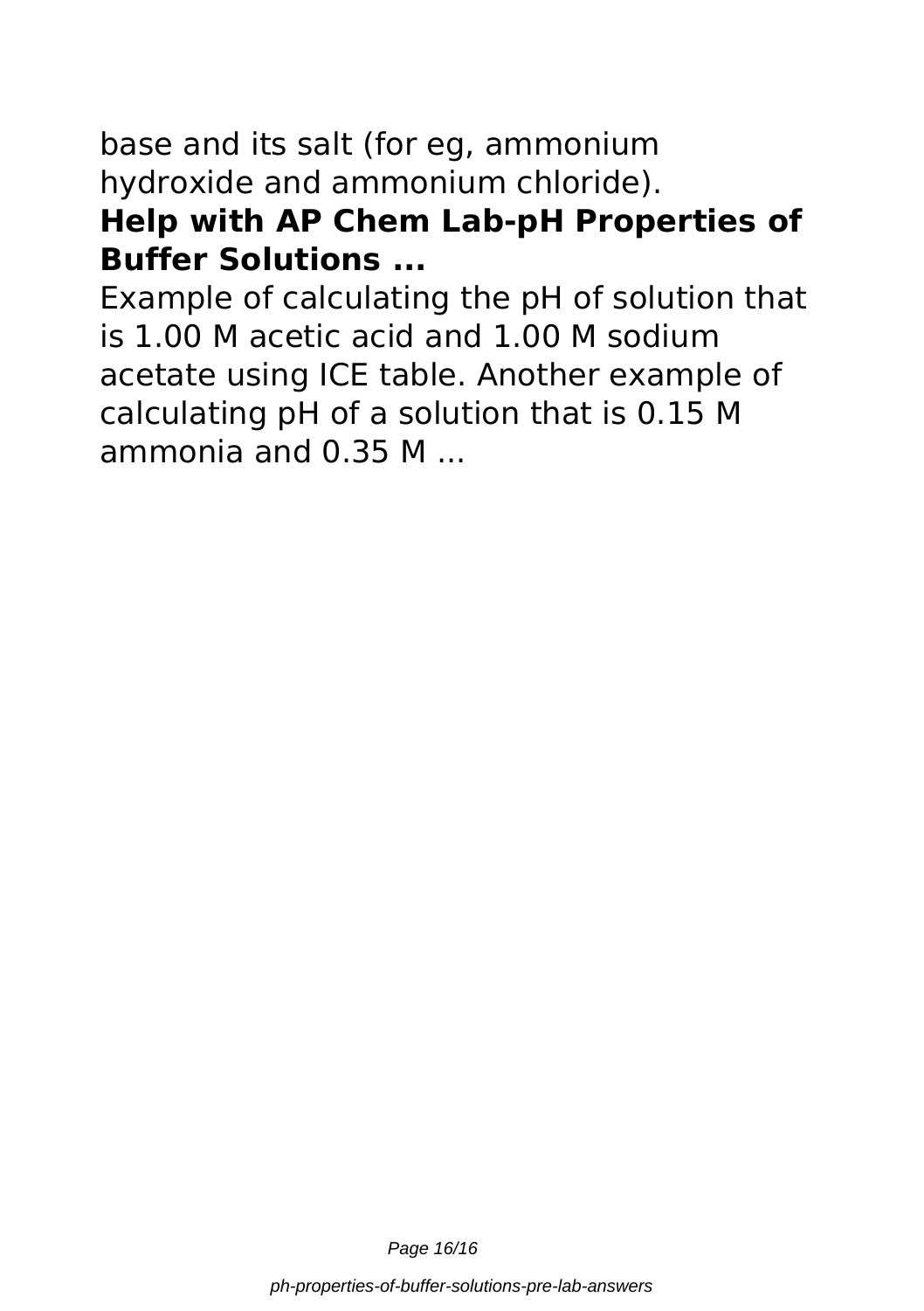base and its salt (for eg, ammonium hydroxide and ammonium chloride).

## Help with AP Chem Lab-pH Properties of Buffer Solutions ...

Example of calculating the pH of solution that is 1.00 M acetic acid and 1.00 M sodium acetate using ICE table. Another example of calculating pH of a solution that is 0.15 M ammonia and 0.35 M ...